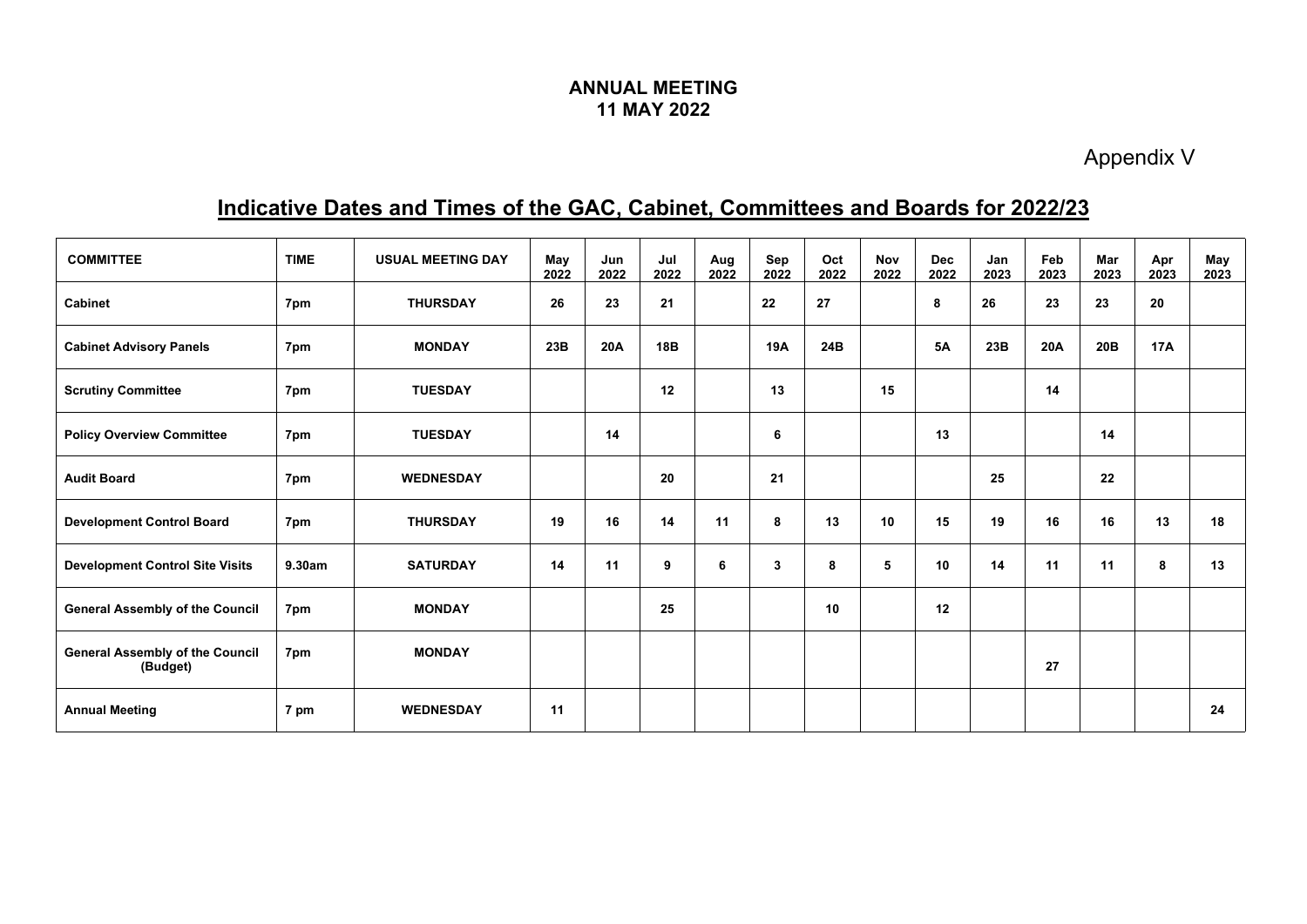**ANNUAL MEETING**
**11 MAY 2022**

Appendix V

## Indicative Dates and Times of the GAC, Cabinet, Committees and Boards for 2022/23

| COMMITTEE | TIME | USUAL MEETING DAY | May 2022 | Jun 2022 | Jul 2022 | Aug 2022 | Sep 2022 | Oct 2022 | Nov 2022 | Dec 2022 | Jan 2023 | Feb 2023 | Mar 2023 | Apr 2023 | May 2023 |
|---|---|---|---|---|---|---|---|---|---|---|---|---|---|---|---|
| Cabinet | 7pm | THURSDAY | 26 | 23 | 21 | | 22 | 27 | | 8 | 26 | 23 | 23 | 20 | |
| Cabinet Advisory Panels | 7pm | MONDAY | 23B | 20A | 18B | | 19A | 24B | | 5A | 23B | 20A | 20B | 17A | |
| Scrutiny Committee | 7pm | TUESDAY | | | 12 | | 13 | | 15 | | | 14 | | | |
| Policy Overview Committee | 7pm | TUESDAY | | 14 | | | 6 | | | 13 | | | 14 | | |
| Audit Board | 7pm | WEDNESDAY | | | 20 | | 21 | | | | 25 | | 22 | | |
| Development Control Board | 7pm | THURSDAY | 19 | 16 | 14 | 11 | 8 | 13 | 10 | 15 | 19 | 16 | 16 | 13 | 18 |
| Development Control Site Visits | 9.30am | SATURDAY | 14 | 11 | 9 | 6 | 3 | 8 | 5 | 10 | 14 | 11 | 11 | 8 | 13 |
| General Assembly of the Council | 7pm | MONDAY | | | 25 | | | 10 | | 12 | | | | | |
| General Assembly of the Council (Budget) | 7pm | MONDAY | | | | | | | | | | 27 | | | |
| Annual Meeting | 7 pm | WEDNESDAY | 11 | | | | | | | | | | | | 24 |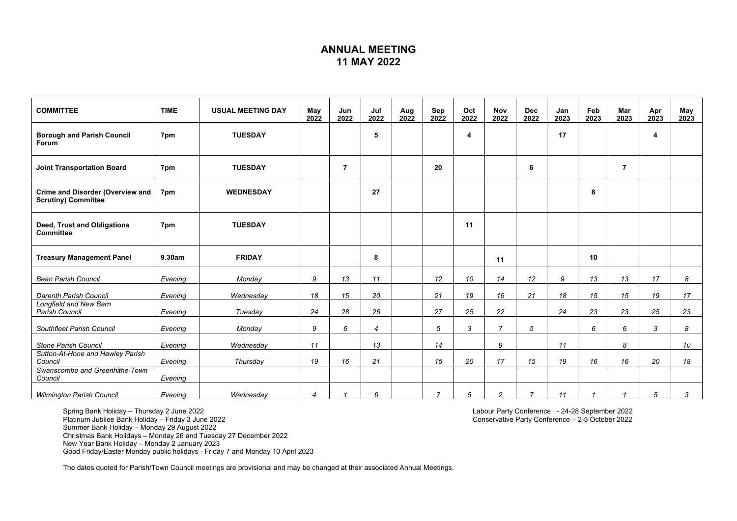# ANNUAL MEETING
# 11 MAY 2022

| COMMITTEE | TIME | USUAL MEETING DAY | May 2022 | Jun 2022 | Jul 2022 | Aug 2022 | Sep 2022 | Oct 2022 | Nov 2022 | Dec 2022 | Jan 2023 | Feb 2023 | Mar 2023 | Apr 2023 | May 2023 |
|---|---|---|---|---|---|---|---|---|---|---|---|---|---|---|---|
| **Borough and Parish Council Forum** | **7pm** | **TUESDAY** | | | **5** | | | **4** | | | **17** | | | **4** | |
| **Joint Transportation Board** | **7pm** | **TUESDAY** | | **7** | | | **20** | | | **6** | | | **7** | | |
| **Crime and Disorder (Overview and Scrutiny) Committee** | **7pm** | **WEDNESDAY** | | | **27** | | | | | | | **8** | | | |
| **Deed, Trust and Obligations Committee** | **7pm** | **TUESDAY** | | | | | | **11** | | | | | | | |
| **Treasury Management Panel** | **9.30am** | **FRIDAY** | | | **8** | | | | **11** | | | **10** | | | |
| *Bean Parish Council* | *Evening* | *Monday* | *9* | *13* | *11* | | *12* | *10* | *14* | *12* | *9* | *13* | *13* | *17* | *8* |
| *Darenth Parish Council* | *Evening* | *Wednesday* | *18* | *15* | *20* | | *21* | *19* | *16* | *21* | *18* | *15* | *15* | *19* | *17* |
| *Longfield and New Barn Parish Council* | *Evening* | *Tuesday* | *24* | *28* | *26* | | *27* | *25* | *22* | | *24* | *23* | *23* | *25* | *23* |
| *Southfleet Parish Council* | *Evening* | *Monday* | *9* | *6* | *4* | | *5* | *3* | *7* | *5* | | *6* | *6* | *3* | *8* |
| *Stone Parish Council* | *Evening* | *Wednesday* | *11* | | *13* | | *14* | | *9* | | *11* | | *8* | | *10* |
| *Sutton-At-Hone and Hawley Parish Council* | *Evening* | *Thursday* | *19* | *16* | *21* | | *15* | *20* | *17* | *15* | *19* | *16* | *16* | *20* | *18* |
| *Swanscombe and Greenhithe Town Council* | *Evening* | | | | | | | | | | | | | | |
| *Wilmington Parish Council* | *Evening* | *Wednesday* | *4* | *1* | *6* | | *7* | *5* | *2* | *7* | *11* | *1* | *1* | *5* | *3* |

Spring Bank Holiday – Thursday 2 June 2022
Platinum Jubilee Bank Holiday – Friday 3 June 2022
Summer Bank Holiday – Monday 29 August 2022
Christmas Bank Holidays – Monday 26 and Tuesday 27 December 2022
New Year Bank Holiday – Monday 2 January 2023
Good Friday/Easter Monday public holidays - Friday 7 and Monday 10 April 2023

Labour Party Conference - 24-28 September 2022
Conservative Party Conference – 2-5 October 2022

The dates quoted for Parish/Town Council meetings are provisional and may be changed at their associated Annual Meetings.